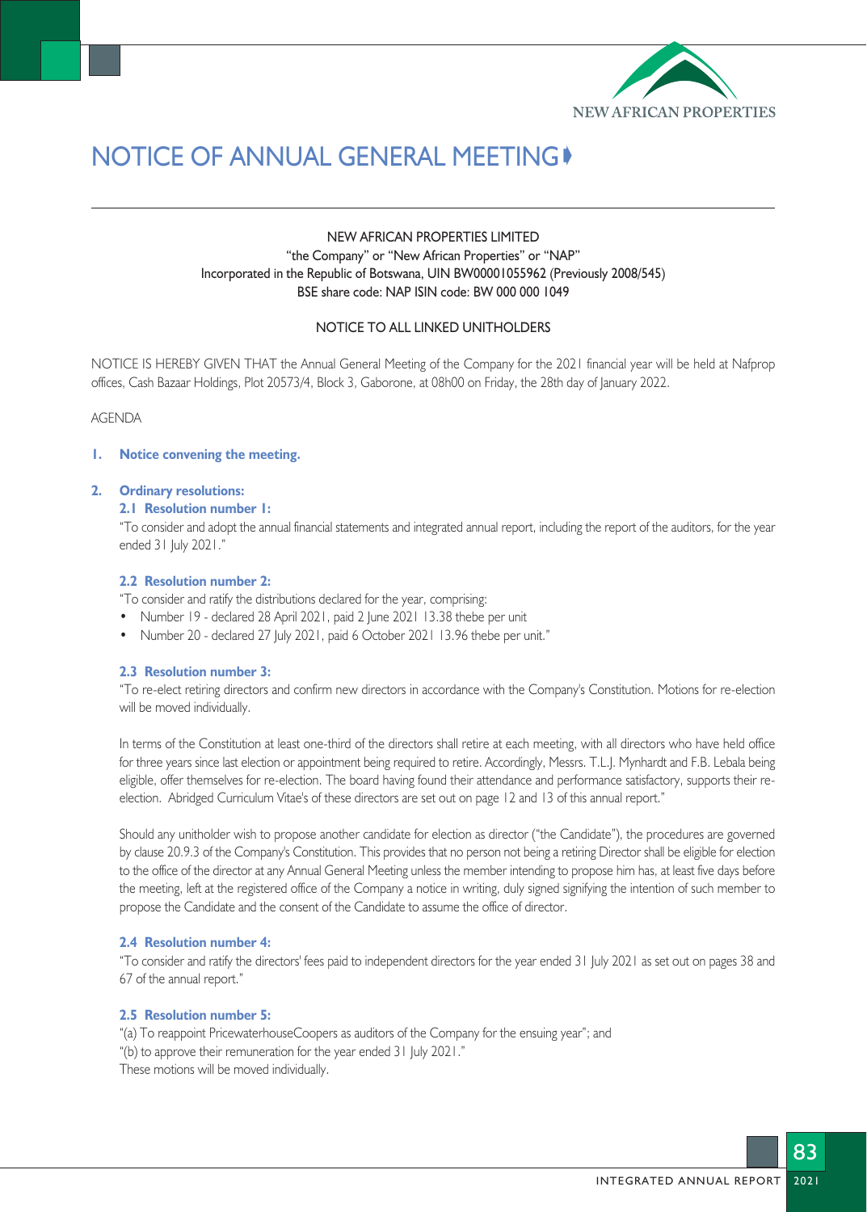# NOTICE OF ANNUAL GENERAL MEETING

NEW AFRICAN PROPERTIES LIMITED
"the Company" or "New African Properties" or "NAP"
Incorporated in the Republic of Botswana, UIN BW00001055962 (Previously 2008/545)
BSE share code: NAP ISIN code: BW 000 000 1049

NOTICE TO ALL LINKED UNITHOLDERS

NOTICE IS HEREBY GIVEN THAT the Annual General Meeting of the Company for the 2021 financial year will be held at Nafprop offices, Cash Bazaar Holdings, Plot 20573/4, Block 3, Gaborone, at 08h00 on Friday, the 28th day of January 2022.

AGENDA

**1. Notice convening the meeting.**

**2. Ordinary resolutions:**

**2.1 Resolution number 1:**

"To consider and adopt the annual financial statements and integrated annual report, including the report of the auditors, for the year ended 31 July 2021."

**2.2 Resolution number 2:**

"To consider and ratify the distributions declared for the year, comprising:

- Number 19 - declared 28 April 2021, paid 2 June 2021 13.38 thebe per unit
- Number 20 - declared 27 July 2021, paid 6 October 2021 13.96 thebe per unit."

**2.3 Resolution number 3:**

"To re-elect retiring directors and confirm new directors in accordance with the Company's Constitution. Motions for re-election will be moved individually.

In terms of the Constitution at least one-third of the directors shall retire at each meeting, with all directors who have held office for three years since last election or appointment being required to retire. Accordingly, Messrs. T.L.J. Mynhardt and F.B. Lebala being eligible, offer themselves for re-election. The board having found their attendance and performance satisfactory, supports their re-election. Abridged Curriculum Vitae's of these directors are set out on page 12 and 13 of this annual report."

Should any unitholder wish to propose another candidate for election as director ("the Candidate"), the procedures are governed by clause 20.9.3 of the Company's Constitution. This provides that no person not being a retiring Director shall be eligible for election to the office of the director at any Annual General Meeting unless the member intending to propose him has, at least five days before the meeting, left at the registered office of the Company a notice in writing, duly signed signifying the intention of such member to propose the Candidate and the consent of the Candidate to assume the office of director.

**2.4 Resolution number 4:**

"To consider and ratify the directors' fees paid to independent directors for the year ended 31 July 2021 as set out on pages 38 and 67 of the annual report."

**2.5 Resolution number 5:**

"(a) To reappoint PricewaterhouseCoopers as auditors of the Company for the ensuing year"; and
"(b) to approve their remuneration for the year ended 31 July 2021."
These motions will be moved individually.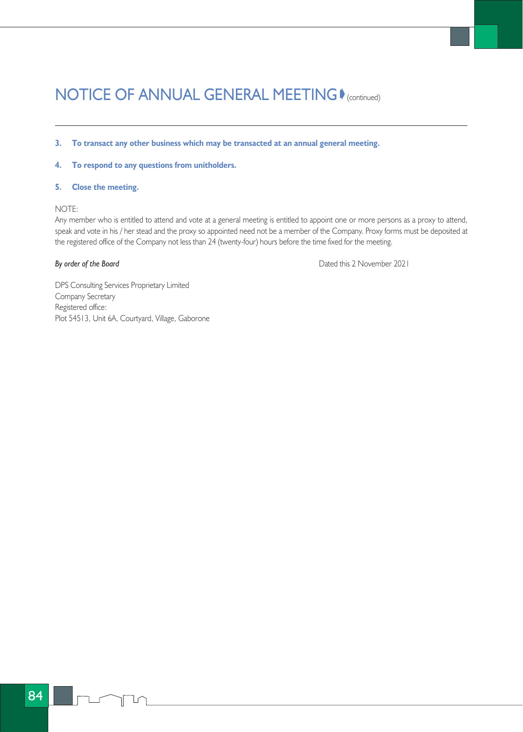# NOTICE OF ANNUAL GENERAL MEETING (continued)

**3. To transact any other business which may be transacted at an annual general meeting.**

**4. To respond to any questions from unitholders.**

**5. Close the meeting.**

NOTE:
Any member who is entitled to attend and vote at a general meeting is entitled to appoint one or more persons as a proxy to attend, speak and vote in his / her stead and the proxy so appointed need not be a member of the Company. Proxy forms must be deposited at the registered office of the Company not less than 24 (twenty-four) hours before the time fixed for the meeting.

*By order of the Board*

Dated this 2 November 2021

DPS Consulting Services Proprietary Limited
Company Secretary
Registered office:
Plot 54513, Unit 6A, Courtyard, Village, Gaborone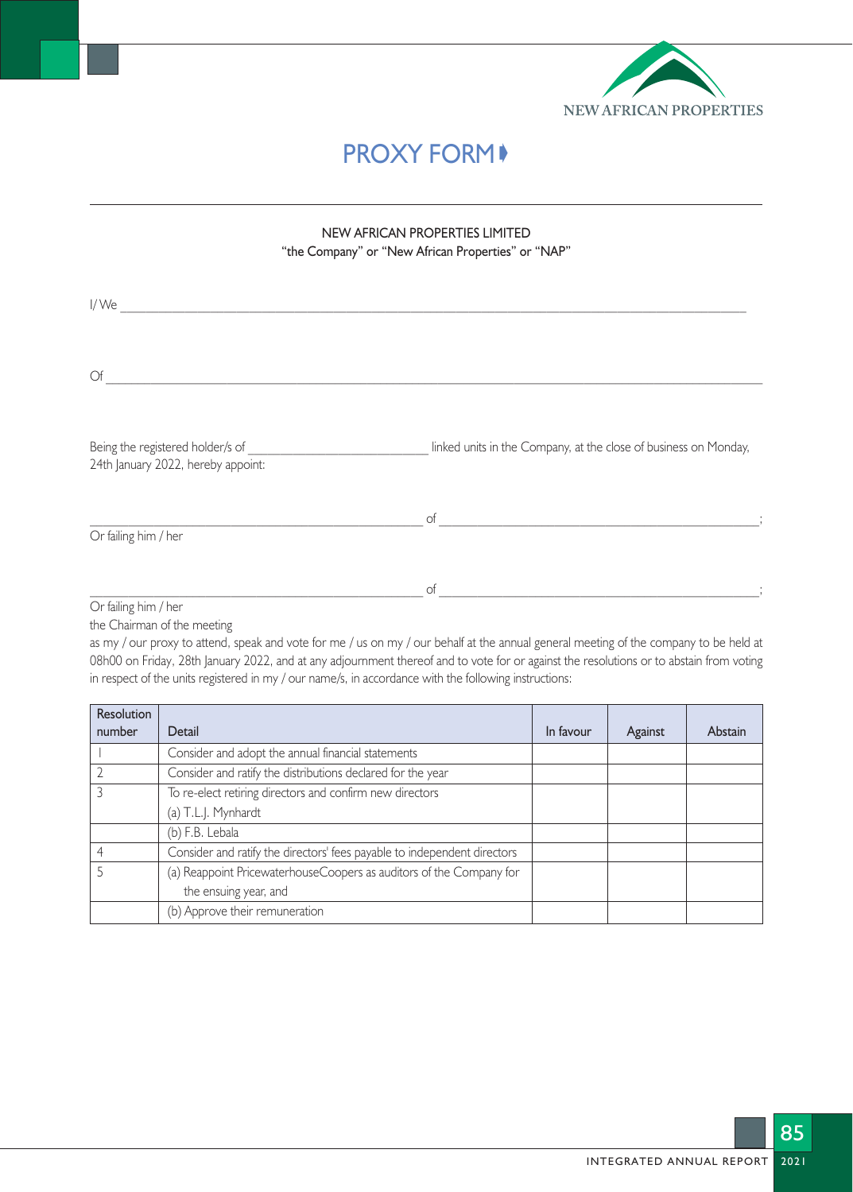NEW AFRICAN PROPERTIES

# PROXY FORM

NEW AFRICAN PROPERTIES LIMITED
"the Company" or "New African Properties" or "NAP"

I/ We ___________________________________________________________________________

Of _____________________________________________________________________________

Being the registered holder/s of ___________________ linked units in the Company, at the close of business on Monday, 24th January 2022, hereby appoint:

_______________________________________ of _______________________________________;
Or failing him / her

_______________________________________ of _______________________________________;
Or failing him / her
the Chairman of the meeting
as my / our proxy to attend, speak and vote for me / us on my / our behalf at the annual general meeting of the company to be held at 08h00 on Friday, 28th January 2022, and at any adjournment thereof and to vote for or against the resolutions or to abstain from voting in respect of the units registered in my / our name/s, in accordance with the following instructions:

| Resolution number | Detail | In favour | Against | Abstain |
|---|---|---|---|---|
| 1 | Consider and adopt the annual financial statements | | | |
| 2 | Consider and ratify the distributions declared for the year | | | |
| 3 | To re-elect retiring directors and confirm new directors<br>(a) T.L.J. Mynhardt | | | |
| | (b) F.B. Lebala | | | |
| 4 | Consider and ratify the directors' fees payable to independent directors | | | |
| 5 | (a) Reappoint PricewaterhouseCoopers as auditors of the Company for the ensuing year, and | | | |
| | (b) Approve their remuneration | | | |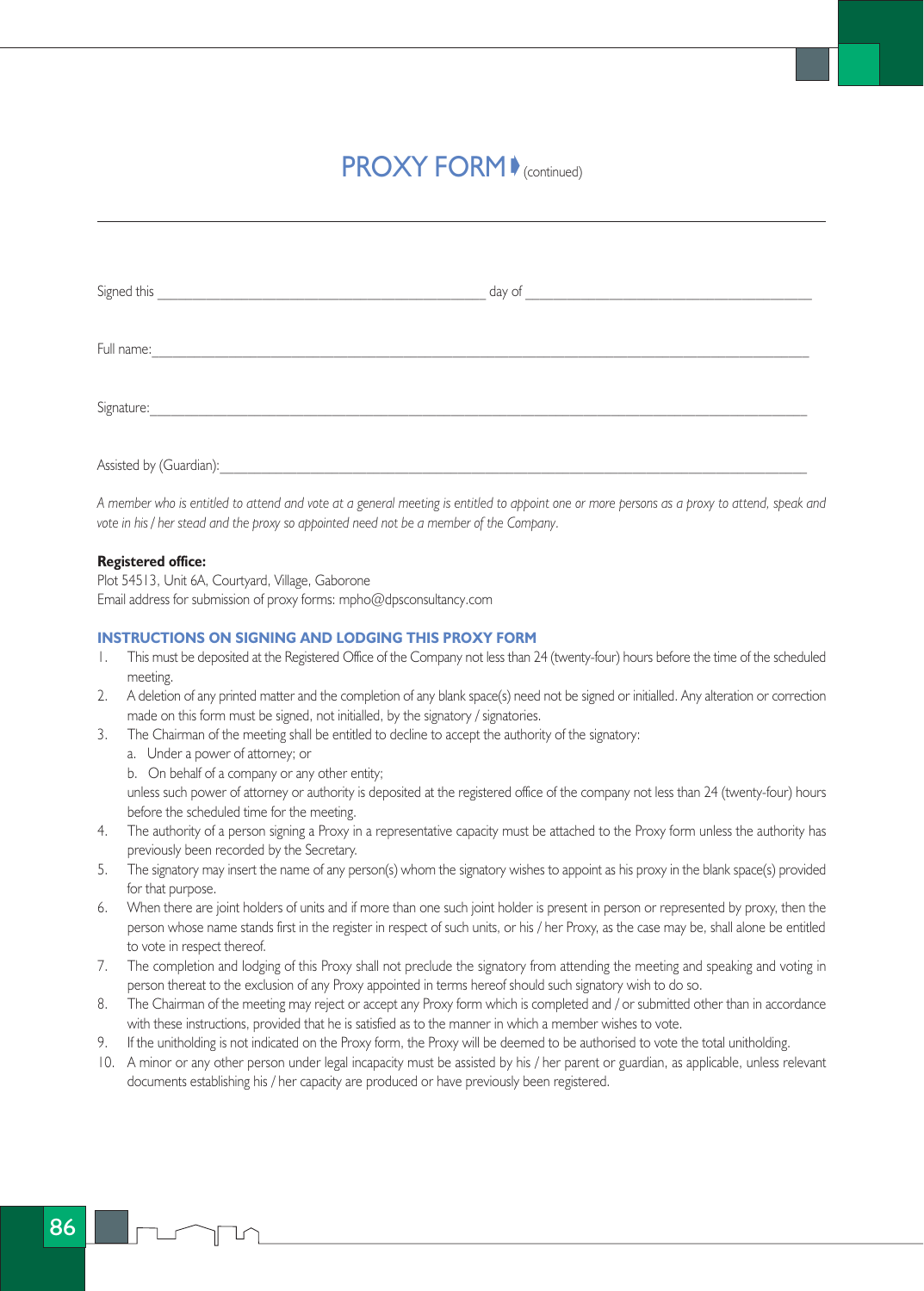# PROXY FORM (continued)

Signed this ______________________________ day of ______________________________

Full name:________________________________________________________________

Signature:________________________________________________________________

Assisted by (Guardian):______________________________________________________

*A member who is entitled to attend and vote at a general meeting is entitled to appoint one or more persons as a proxy to attend, speak and vote in his / her stead and the proxy so appointed need not be a member of the Company.*

**Registered office:**
Plot 54513, Unit 6A, Courtyard, Village, Gaborone
Email address for submission of proxy forms: mpho@dpsconsultancy.com

## INSTRUCTIONS ON SIGNING AND LODGING THIS PROXY FORM

1. This must be deposited at the Registered Office of the Company not less than 24 (twenty-four) hours before the time of the scheduled meeting.
2. A deletion of any printed matter and the completion of any blank space(s) need not be signed or initialled. Any alteration or correction made on this form must be signed, not initialled, by the signatory / signatories.
3. The Chairman of the meeting shall be entitled to decline to accept the authority of the signatory:
   a. Under a power of attorney; or
   b. On behalf of a company or any other entity;

   unless such power of attorney or authority is deposited at the registered office of the company not less than 24 (twenty-four) hours before the scheduled time for the meeting.
4. The authority of a person signing a Proxy in a representative capacity must be attached to the Proxy form unless the authority has previously been recorded by the Secretary.
5. The signatory may insert the name of any person(s) whom the signatory wishes to appoint as his proxy in the blank space(s) provided for that purpose.
6. When there are joint holders of units and if more than one such joint holder is present in person or represented by proxy, then the person whose name stands first in the register in respect of such units, or his / her Proxy, as the case may be, shall alone be entitled to vote in respect thereof.
7. The completion and lodging of this Proxy shall not preclude the signatory from attending the meeting and speaking and voting in person thereat to the exclusion of any Proxy appointed in terms hereof should such signatory wish to do so.
8. The Chairman of the meeting may reject or accept any Proxy form which is completed and / or submitted other than in accordance with these instructions, provided that he is satisfied as to the manner in which a member wishes to vote.
9. If the unitholding is not indicated on the Proxy form, the Proxy will be deemed to be authorised to vote the total unitholding.
10. A minor or any other person under legal incapacity must be assisted by his / her parent or guardian, as applicable, unless relevant documents establishing his / her capacity are produced or have previously been registered.